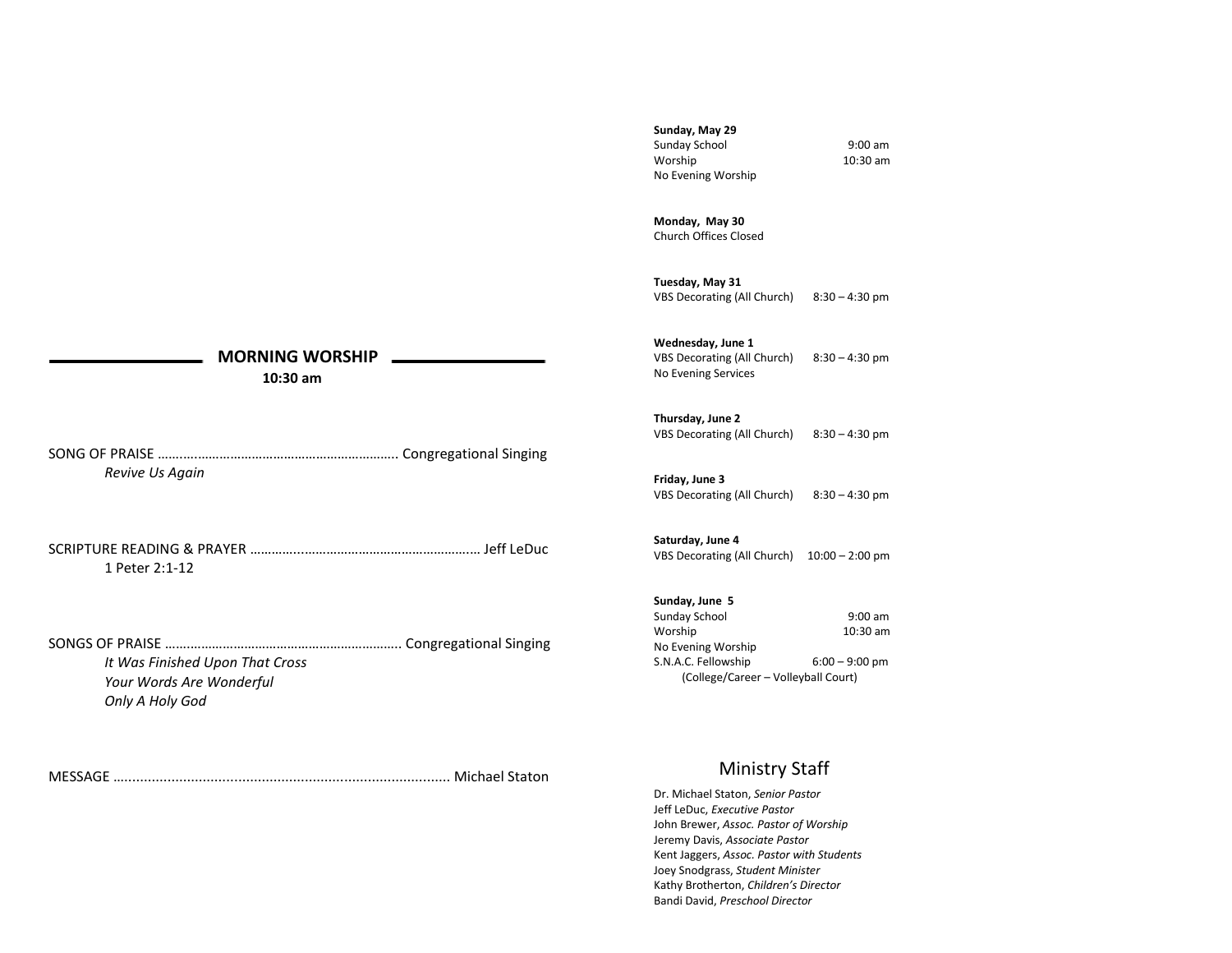## MORNING WORSHIP

**10:30 am**

SONG OF PRAISE ………………………………………………………. Congregational Singing

*Revive Us Again*

SCRIPTURE READING & PRAYER …………..……………………………………… Jeff LeDuc

1 Peter 2:1-12

SONGS OF PRAISE ………………………………………………………. Congregational Singing

*It Was Finished Upon That Cross*
*Your Words Are Wonderful*
*Only A Holy God*

MESSAGE …................................................................................ Michael Staton

**Sunday, May 29**
Sunday School 9:00 am
Worship 10:30 am
No Evening Worship

**Monday, May 30**
Church Offices Closed

**Tuesday, May 31**
VBS Decorating (All Church) 8:30 – 4:30 pm

**Wednesday, June 1**
VBS Decorating (All Church) 8:30 – 4:30 pm
No Evening Services

**Thursday, June 2**
VBS Decorating (All Church) 8:30 – 4:30 pm

**Friday, June 3**
VBS Decorating (All Church) 8:30 – 4:30 pm

**Saturday, June 4**
VBS Decorating (All Church) 10:00 – 2:00 pm

**Sunday, June 5**
Sunday School 9:00 am
Worship 10:30 am
No Evening Worship
S.N.A.C. Fellowship 6:00 – 9:00 pm
(College/Career – Volleyball Court)

## Ministry Staff

Dr. Michael Staton, *Senior Pastor*
Jeff LeDuc, *Executive Pastor*
John Brewer, *Assoc. Pastor of Worship*
Jeremy Davis, *Associate Pastor*
Kent Jaggers, *Assoc. Pastor with Students*
Joey Snodgrass, *Student Minister*
Kathy Brotherton, *Children's Director*
Bandi David, *Preschool Director*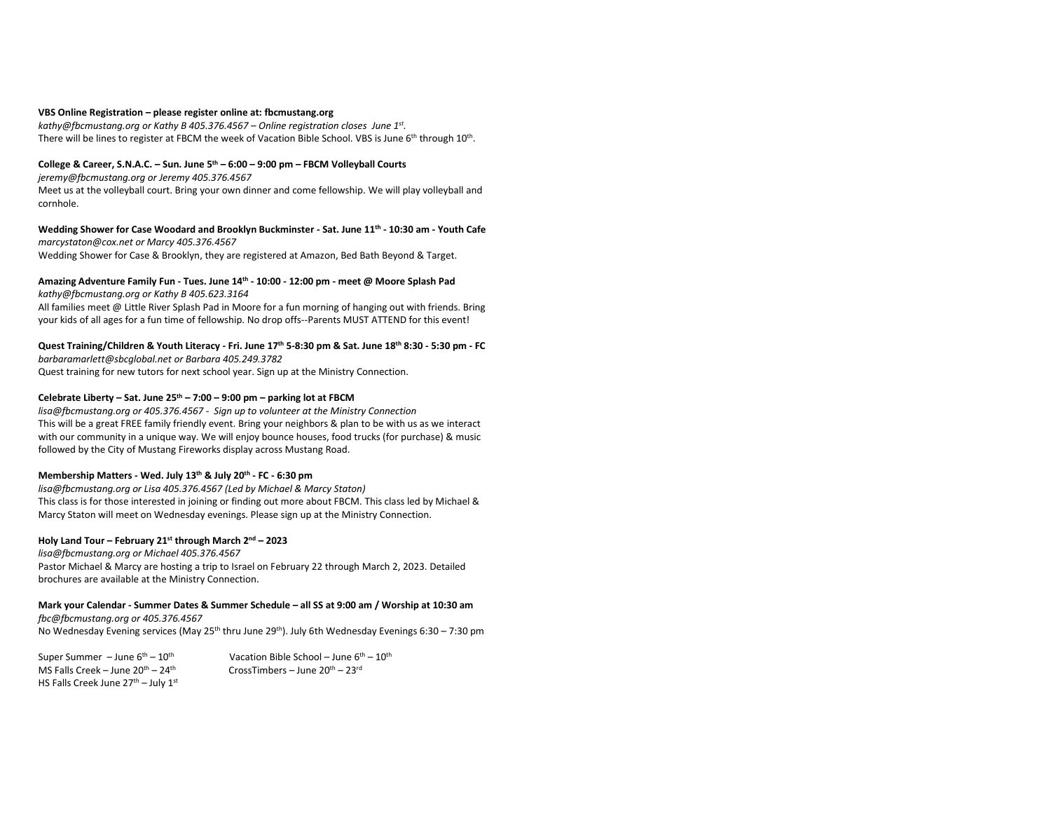**VBS Online Registration – please register online at: fbcmustang.org**
*kathy@fbcmustang.org or Kathy B 405.376.4567 – Online registration closes June 1st.*
There will be lines to register at FBCM the week of Vacation Bible School. VBS is June 6th through 10th.

**College & Career, S.N.A.C. – Sun. June 5th – 6:00 – 9:00 pm – FBCM Volleyball Courts**
*jeremy@fbcmustang.org or Jeremy 405.376.4567*
Meet us at the volleyball court. Bring your own dinner and come fellowship. We will play volleyball and cornhole.

**Wedding Shower for Case Woodard and Brooklyn Buckminster - Sat. June 11th - 10:30 am - Youth Cafe**
*marcystaton@cox.net or Marcy 405.376.4567*
Wedding Shower for Case & Brooklyn, they are registered at Amazon, Bed Bath Beyond & Target.

**Amazing Adventure Family Fun - Tues. June 14th - 10:00 - 12:00 pm - meet @ Moore Splash Pad**
*kathy@fbcmustang.org or Kathy B 405.623.3164*
All families meet @ Little River Splash Pad in Moore for a fun morning of hanging out with friends. Bring your kids of all ages for a fun time of fellowship. No drop offs--Parents MUST ATTEND for this event!

**Quest Training/Children & Youth Literacy - Fri. June 17th 5-8:30 pm & Sat. June 18th 8:30 - 5:30 pm - FC**
*barbaramarlett@sbcglobal.net or Barbara 405.249.3782*
Quest training for new tutors for next school year. Sign up at the Ministry Connection.

**Celebrate Liberty – Sat. June 25th – 7:00 – 9:00 pm – parking lot at FBCM**
*lisa@fbcmustang.org or 405.376.4567 - Sign up to volunteer at the Ministry Connection*
This will be a great FREE family friendly event. Bring your neighbors & plan to be with us as we interact with our community in a unique way. We will enjoy bounce houses, food trucks (for purchase) & music followed by the City of Mustang Fireworks display across Mustang Road.

**Membership Matters - Wed. July 13th & July 20th - FC - 6:30 pm**
*lisa@fbcmustang.org or Lisa 405.376.4567 (Led by Michael & Marcy Staton)*
This class is for those interested in joining or finding out more about FBCM. This class led by Michael & Marcy Staton will meet on Wednesday evenings. Please sign up at the Ministry Connection.

**Holy Land Tour – February 21st through March 2nd – 2023**
*lisa@fbcmustang.org or Michael 405.376.4567*
Pastor Michael & Marcy are hosting a trip to Israel on February 22 through March 2, 2023. Detailed brochures are available at the Ministry Connection.

**Mark your Calendar - Summer Dates & Summer Schedule – all SS at 9:00 am / Worship at 10:30 am**
*fbc@fbcmustang.org or 405.376.4567*
No Wednesday Evening services (May 25th thru June 29th). July 6th Wednesday Evenings 6:30 – 7:30 pm

Super Summer – June 6th – 10th
MS Falls Creek – June 20th – 24th
HS Falls Creek June 27th – July 1st
Vacation Bible School – June 6th – 10th
CrossTimbers – June 20th – 23rd